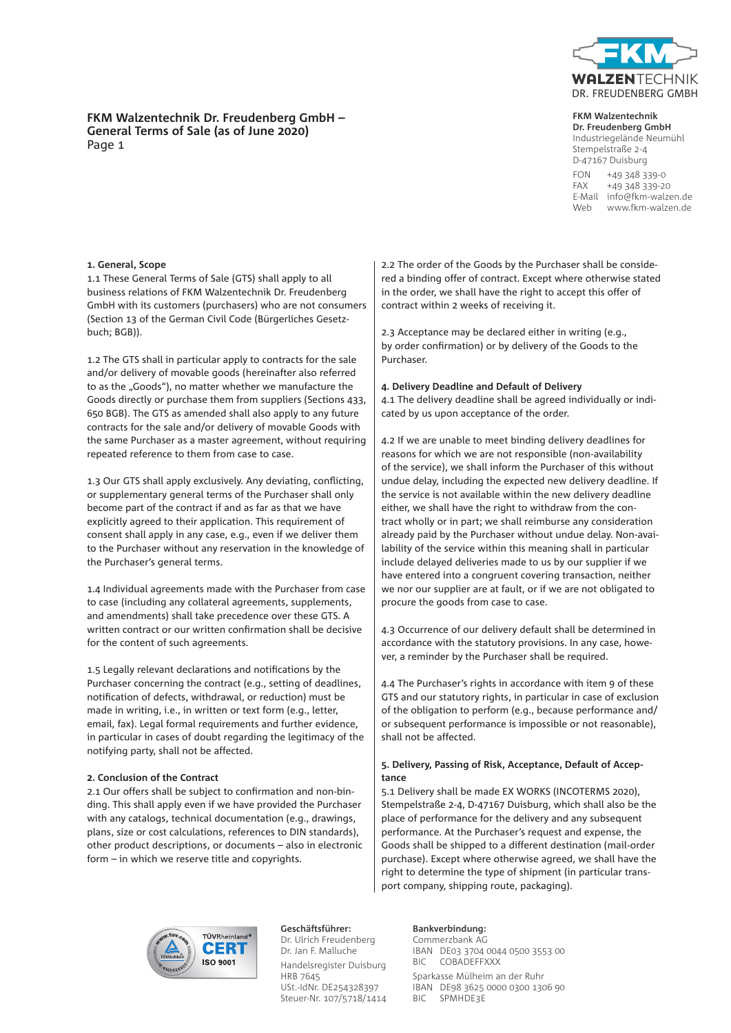# FKM Walzentechnik Dr. Freudenberg GmbH – General Terms of Sale (as of June 2020)

Page 1

**FKM Walzentechnik Dr. Freudenberg GmbH**
Industriegelände Neumühl
Stempelstraße 2-4
D-47167 Duisburg

FON +49 348 339-0
FAX +49 348 339-20
E-Mail info@fkm-walzen.de
Web www.fkm-walzen.de

## 1. General, Scope

1.1 These General Terms of Sale (GTS) shall apply to all business relations of FKM Walzentechnik Dr. Freudenberg GmbH with its customers (purchasers) who are not consumers (Section 13 of the German Civil Code (Bürgerliches Gesetzbuch; BGB)).

1.2 The GTS shall in particular apply to contracts for the sale and/or delivery of movable goods (hereinafter also referred to as the „Goods"), no matter whether we manufacture the Goods directly or purchase them from suppliers (Sections 433, 650 BGB). The GTS as amended shall also apply to any future contracts for the sale and/or delivery of movable Goods with the same Purchaser as a master agreement, without requiring repeated reference to them from case to case.

1.3 Our GTS shall apply exclusively. Any deviating, conflicting, or supplementary general terms of the Purchaser shall only become part of the contract if and as far as that we have explicitly agreed to their application. This requirement of consent shall apply in any case, e.g., even if we deliver them to the Purchaser without any reservation in the knowledge of the Purchaser's general terms.

1.4 Individual agreements made with the Purchaser from case to case (including any collateral agreements, supplements, and amendments) shall take precedence over these GTS. A written contract or our written confirmation shall be decisive for the content of such agreements.

1.5 Legally relevant declarations and notifications by the Purchaser concerning the contract (e.g., setting of deadlines, notification of defects, withdrawal, or reduction) must be made in writing, i.e., in written or text form (e.g., letter, email, fax). Legal formal requirements and further evidence, in particular in cases of doubt regarding the legitimacy of the notifying party, shall not be affected.

## 2. Conclusion of the Contract

2.1 Our offers shall be subject to confirmation and non-binding. This shall apply even if we have provided the Purchaser with any catalogs, technical documentation (e.g., drawings, plans, size or cost calculations, references to DIN standards), other product descriptions, or documents – also in electronic form – in which we reserve title and copyrights.

2.2 The order of the Goods by the Purchaser shall be considered a binding offer of contract. Except where otherwise stated in the order, we shall have the right to accept this offer of contract within 2 weeks of receiving it.

2.3 Acceptance may be declared either in writing (e.g., by order confirmation) or by delivery of the Goods to the Purchaser.

## 4. Delivery Deadline and Default of Delivery

4.1 The delivery deadline shall be agreed individually or indicated by us upon acceptance of the order.

4.2 If we are unable to meet binding delivery deadlines for reasons for which we are not responsible (non-availability of the service), we shall inform the Purchaser of this without undue delay, including the expected new delivery deadline. If the service is not available within the new delivery deadline either, we shall have the right to withdraw from the contract wholly or in part; we shall reimburse any consideration already paid by the Purchaser without undue delay. Non-availability of the service within this meaning shall in particular include delayed deliveries made to us by our supplier if we have entered into a congruent covering transaction, neither we nor our supplier are at fault, or if we are not obligated to procure the goods from case to case.

4.3 Occurrence of our delivery default shall be determined in accordance with the statutory provisions. In any case, however, a reminder by the Purchaser shall be required.

4.4 The Purchaser's rights in accordance with item 9 of these GTS and our statutory rights, in particular in case of exclusion of the obligation to perform (e.g., because performance and/or subsequent performance is impossible or not reasonable), shall not be affected.

## 5. Delivery, Passing of Risk, Acceptance, Default of Acceptance

5.1 Delivery shall be made EX WORKS (INCOTERMS 2020), Stempelstraße 2-4, D-47167 Duisburg, which shall also be the place of performance for the delivery and any subsequent performance. At the Purchaser's request and expense, the Goods shall be shipped to a different destination (mail-order purchase). Except where otherwise agreed, we shall have the right to determine the type of shipment (in particular transport company, shipping route, packaging).

**Geschäftsführer:**
Dr. Ulrich Freudenberg
Dr. Jan F. Malluche
Handelsregister Duisburg
HRB 7645
USt.-IdNr. DE254328397
Steuer-Nr. 107/5718/1414

**Bankverbindung:**
Commerzbank AG
IBAN DE03 3704 0044 0500 3553 00
BIC COBADEFFXXX
Sparkasse Mülheim an der Ruhr
IBAN DE98 3625 0000 0300 1306 90
BIC SPMHDE3E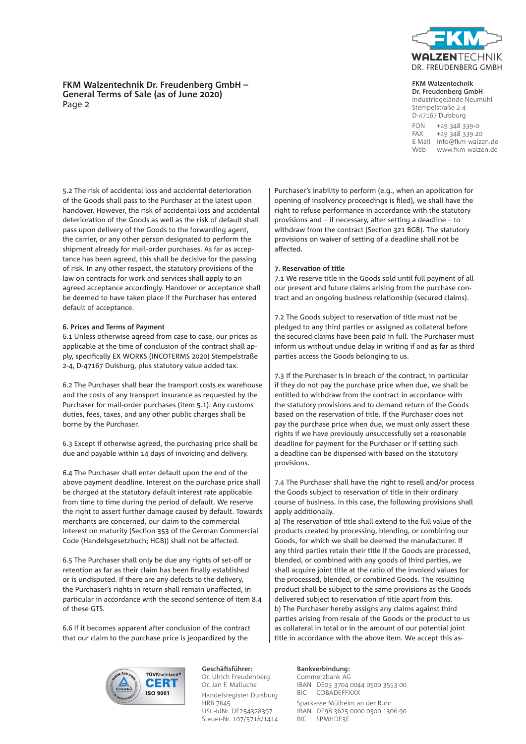5.2 The risk of accidental loss and accidental deterioration of the Goods shall pass to the Purchaser at the latest upon handover. However, the risk of accidental loss and accidental deterioration of the Goods as well as the risk of default shall pass upon delivery of the Goods to the forwarding agent, the carrier, or any other person designated to perform the shipment already for mail-order purchases. As far as acceptance has been agreed, this shall be decisive for the passing of risk. In any other respect, the statutory provisions of the law on contracts for work and services shall apply to an agreed acceptance accordingly. Handover or acceptance shall be deemed to have taken place if the Purchaser has entered default of acceptance.

**6. Prices and Terms of Payment**

6.1 Unless otherwise agreed from case to case, our prices as applicable at the time of conclusion of the contract shall apply, specifically EX WORKS (INCOTERMS 2020) Stempelstraße 2-4, D-47167 Duisburg, plus statutory value added tax.

6.2 The Purchaser shall bear the transport costs ex warehouse and the costs of any transport insurance as requested by the Purchaser for mail-order purchases (item 5.1). Any customs duties, fees, taxes, and any other public charges shall be borne by the Purchaser.

6.3 Except if otherwise agreed, the purchasing price shall be due and payable within 14 days of invoicing and delivery.

6.4 The Purchaser shall enter default upon the end of the above payment deadline. Interest on the purchase price shall be charged at the statutory default interest rate applicable from time to time during the period of default. We reserve the right to assert further damage caused by default. Towards merchants are concerned, our claim to the commercial interest on maturity (Section 353 of the German Commercial Code (Handelsgesetzbuch; HGB)) shall not be affected.

6.5 The Purchaser shall only be due any rights of set-off or retention as far as their claim has been finally established or is undisputed. If there are any defects to the delivery, the Purchaser's rights in return shall remain unaffected, in particular in accordance with the second sentence of item 8.4 of these GTS.

6.6 If it becomes apparent after conclusion of the contract that our claim to the purchase price is jeopardized by the Purchaser's inability to perform (e.g., when an application for opening of insolvency proceedings is filed), we shall have the right to refuse performance in accordance with the statutory provisions and – if necessary, after setting a deadline – to withdraw from the contract (Section 321 BGB). The statutory provisions on waiver of setting of a deadline shall not be affected.

**7. Reservation of title**

7.1 We reserve title in the Goods sold until full payment of all our present and future claims arising from the purchase contract and an ongoing business relationship (secured claims).

7.2 The Goods subject to reservation of title must not be pledged to any third parties or assigned as collateral before the secured claims have been paid in full. The Purchaser must inform us without undue delay in writing if and as far as third parties access the Goods belonging to us.

7.3 If the Purchaser Is In breach of the contract, in particular if they do not pay the purchase price when due, we shall be entitled to withdraw from the contract in accordance with the statutory provisions and to demand return of the Goods based on the reservation of title. If the Purchaser does not pay the purchase price when due, we must only assert these rights if we have previously unsuccessfully set a reasonable deadline for payment for the Purchaser or if setting such a deadline can be dispensed with based on the statutory provisions.

7.4 The Purchaser shall have the right to resell and/or process the Goods subject to reservation of title in their ordinary course of business. In this case, the following provisions shall apply additionally.

a) The reservation of title shall extend to the full value of the products created by processing, blending, or combining our Goods, for which we shall be deemed the manufacturer. If any third parties retain their title if the Goods are processed, blended, or combined with any goods of third parties, we shall acquire joint title at the ratio of the invoiced values for the processed, blended, or combined Goods. The resulting product shall be subject to the same provisions as the Goods delivered subject to reservation of title apart from this.

b) The Purchaser hereby assigns any claims against third parties arising from resale of the Goods or the product to us as collateral in total or in the amount of our potential joint title in accordance with the above item. We accept this as-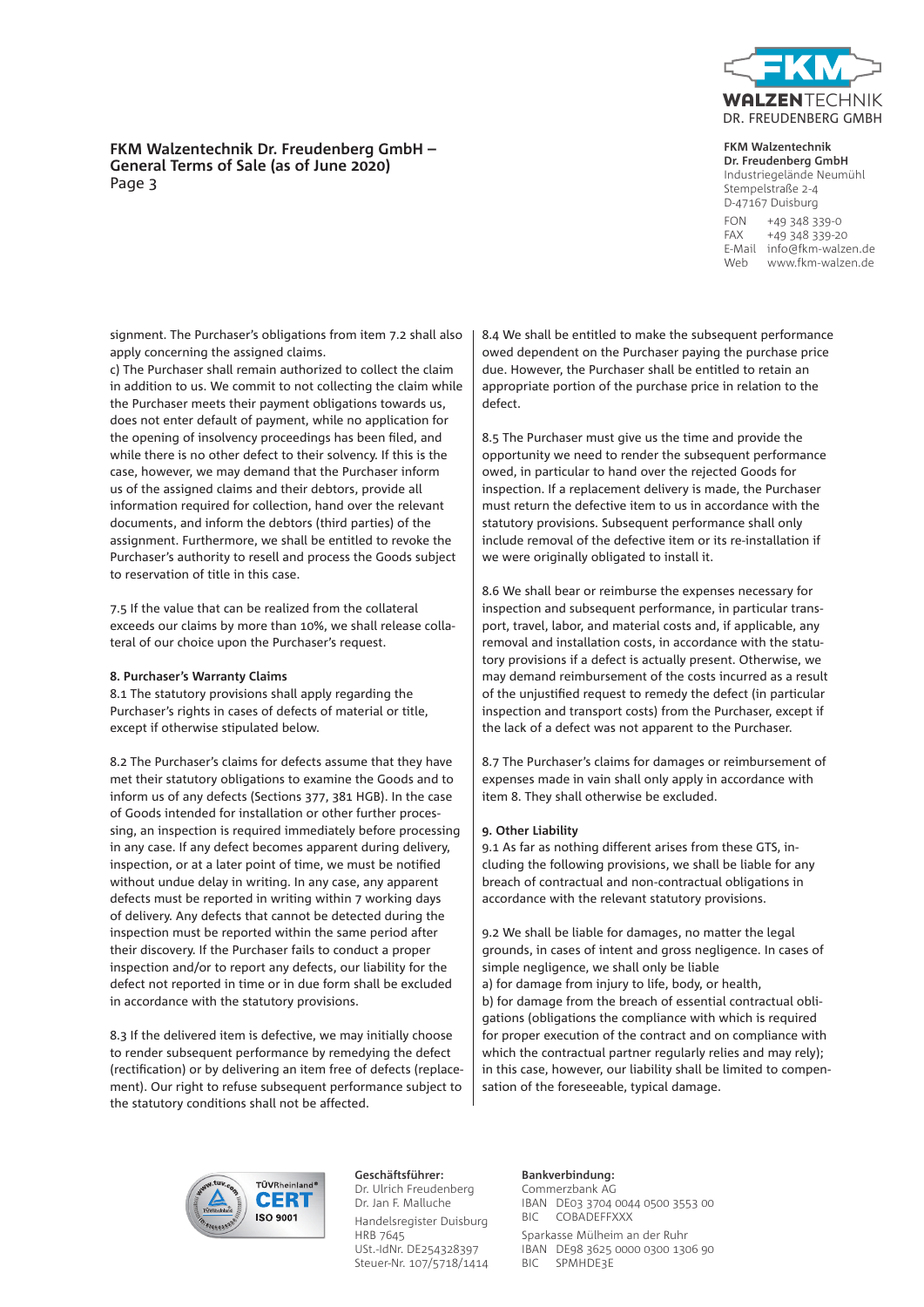signment. The Purchaser's obligations from item 7.2 shall also apply concerning the assigned claims.

c) The Purchaser shall remain authorized to collect the claim in addition to us. We commit to not collecting the claim while the Purchaser meets their payment obligations towards us, does not enter default of payment, while no application for the opening of insolvency proceedings has been filed, and while there is no other defect to their solvency. If this is the case, however, we may demand that the Purchaser inform us of the assigned claims and their debtors, provide all information required for collection, hand over the relevant documents, and inform the debtors (third parties) of the assignment. Furthermore, we shall be entitled to revoke the Purchaser's authority to resell and process the Goods subject to reservation of title in this case.

7.5 If the value that can be realized from the collateral exceeds our claims by more than 10%, we shall release collateral of our choice upon the Purchaser's request.

**8. Purchaser's Warranty Claims**

8.1 The statutory provisions shall apply regarding the Purchaser's rights in cases of defects of material or title, except if otherwise stipulated below.

8.2 The Purchaser's claims for defects assume that they have met their statutory obligations to examine the Goods and to inform us of any defects (Sections 377, 381 HGB). In the case of Goods intended for installation or other further processing, an inspection is required immediately before processing in any case. If any defect becomes apparent during delivery, inspection, or at a later point of time, we must be notified without undue delay in writing. In any case, any apparent defects must be reported in writing within 7 working days of delivery. Any defects that cannot be detected during the inspection must be reported within the same period after their discovery. If the Purchaser fails to conduct a proper inspection and/or to report any defects, our liability for the defect not reported in time or in due form shall be excluded in accordance with the statutory provisions.

8.3 If the delivered item is defective, we may initially choose to render subsequent performance by remedying the defect (rectification) or by delivering an item free of defects (replacement). Our right to refuse subsequent performance subject to the statutory conditions shall not be affected.

8.4 We shall be entitled to make the subsequent performance owed dependent on the Purchaser paying the purchase price due. However, the Purchaser shall be entitled to retain an appropriate portion of the purchase price in relation to the defect.

8.5 The Purchaser must give us the time and provide the opportunity we need to render the subsequent performance owed, in particular to hand over the rejected Goods for inspection. If a replacement delivery is made, the Purchaser must return the defective item to us in accordance with the statutory provisions. Subsequent performance shall only include removal of the defective item or its re-installation if we were originally obligated to install it.

8.6 We shall bear or reimburse the expenses necessary for inspection and subsequent performance, in particular transport, travel, labor, and material costs and, if applicable, any removal and installation costs, in accordance with the statutory provisions if a defect is actually present. Otherwise, we may demand reimbursement of the costs incurred as a result of the unjustified request to remedy the defect (in particular inspection and transport costs) from the Purchaser, except if the lack of a defect was not apparent to the Purchaser.

8.7 The Purchaser's claims for damages or reimbursement of expenses made in vain shall only apply in accordance with item 8. They shall otherwise be excluded.

**9. Other Liability**

9.1 As far as nothing different arises from these GTS, including the following provisions, we shall be liable for any breach of contractual and non-contractual obligations in accordance with the relevant statutory provisions.

9.2 We shall be liable for damages, no matter the legal grounds, in cases of intent and gross negligence. In cases of simple negligence, we shall only be liable

a) for damage from injury to life, body, or health,

b) for damage from the breach of essential contractual obligations (obligations the compliance with which is required for proper execution of the contract and on compliance with which the contractual partner regularly relies and may rely); in this case, however, our liability shall be limited to compensation of the foreseeable, typical damage.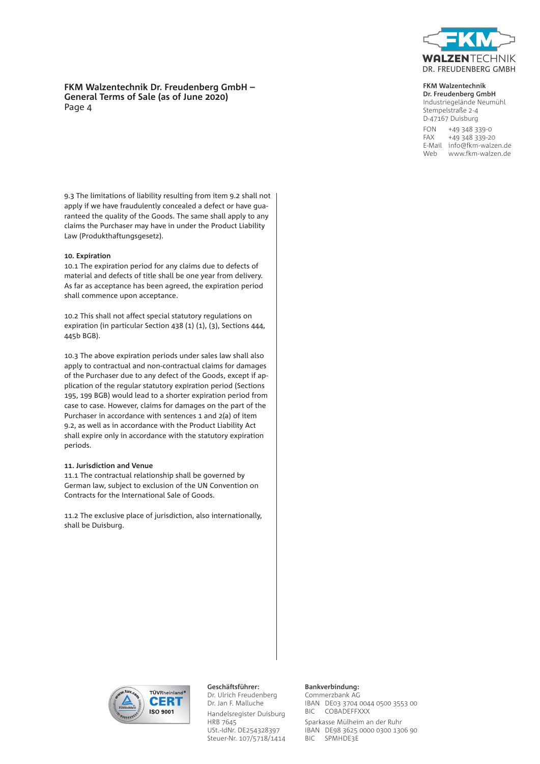9.3 The limitations of liability resulting from item 9.2 shall not apply if we have fraudulently concealed a defect or have guaranteed the quality of the Goods. The same shall apply to any claims the Purchaser may have in under the Product Liability Law (Produkthaftungsgesetz).

**10. Expiration**

10.1 The expiration period for any claims due to defects of material and defects of title shall be one year from delivery. As far as acceptance has been agreed, the expiration period shall commence upon acceptance.

10.2 This shall not affect special statutory regulations on expiration (in particular Section 438 (1) (1), (3), Sections 444, 445b BGB).

10.3 The above expiration periods under sales law shall also apply to contractual and non-contractual claims for damages of the Purchaser due to any defect of the Goods, except if application of the regular statutory expiration period (Sections 195, 199 BGB) would lead to a shorter expiration period from case to case. However, claims for damages on the part of the Purchaser in accordance with sentences 1 and 2(a) of item 9.2, as well as in accordance with the Product Liability Act shall expire only in accordance with the statutory expiration periods.

**11. Jurisdiction and Venue**

11.1 The contractual relationship shall be governed by German law, subject to exclusion of the UN Convention on Contracts for the International Sale of Goods.

11.2 The exclusive place of jurisdiction, also internationally, shall be Duisburg.